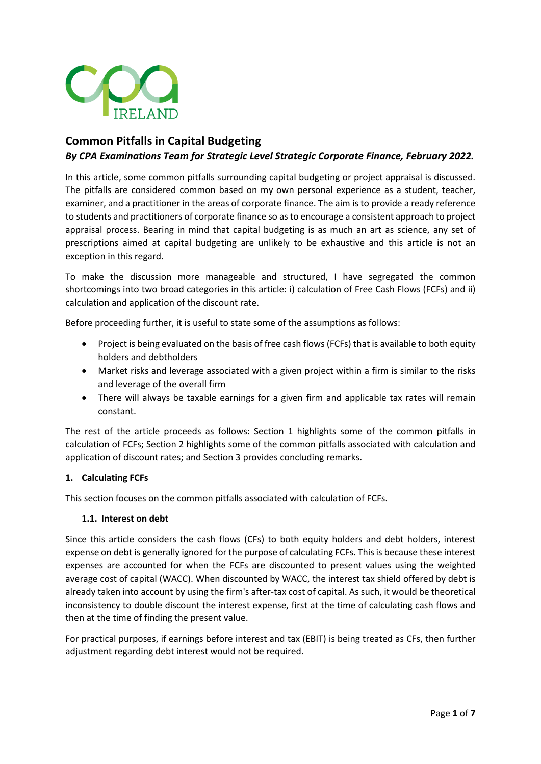# Common Pitfalls in Capital Budgeting

***By CPA Examinations Team for Strategic Level Strategic Corporate Finance, February 2022.***

In this article, some common pitfalls surrounding capital budgeting or project appraisal is discussed. The pitfalls are considered common based on my own personal experience as a student, teacher, examiner, and a practitioner in the areas of corporate finance. The aim is to provide a ready reference to students and practitioners of corporate finance so as to encourage a consistent approach to project appraisal process. Bearing in mind that capital budgeting is as much an art as science, any set of prescriptions aimed at capital budgeting are unlikely to be exhaustive and this article is not an exception in this regard.

To make the discussion more manageable and structured, I have segregated the common shortcomings into two broad categories in this article: i) calculation of Free Cash Flows (FCFs) and ii) calculation and application of the discount rate.

Before proceeding further, it is useful to state some of the assumptions as follows:

- Project is being evaluated on the basis of free cash flows (FCFs) that is available to both equity holders and debtholders
- Market risks and leverage associated with a given project within a firm is similar to the risks and leverage of the overall firm
- There will always be taxable earnings for a given firm and applicable tax rates will remain constant.

The rest of the article proceeds as follows: Section 1 highlights some of the common pitfalls in calculation of FCFs; Section 2 highlights some of the common pitfalls associated with calculation and application of discount rates; and Section 3 provides concluding remarks.

## 1. Calculating FCFs

This section focuses on the common pitfalls associated with calculation of FCFs.

### 1.1. Interest on debt

Since this article considers the cash flows (CFs) to both equity holders and debt holders, interest expense on debt is generally ignored for the purpose of calculating FCFs. This is because these interest expenses are accounted for when the FCFs are discounted to present values using the weighted average cost of capital (WACC). When discounted by WACC, the interest tax shield offered by debt is already taken into account by using the firm's after-tax cost of capital. As such, it would be theoretical inconsistency to double discount the interest expense, first at the time of calculating cash flows and then at the time of finding the present value.

For practical purposes, if earnings before interest and tax (EBIT) is being treated as CFs, then further adjustment regarding debt interest would not be required.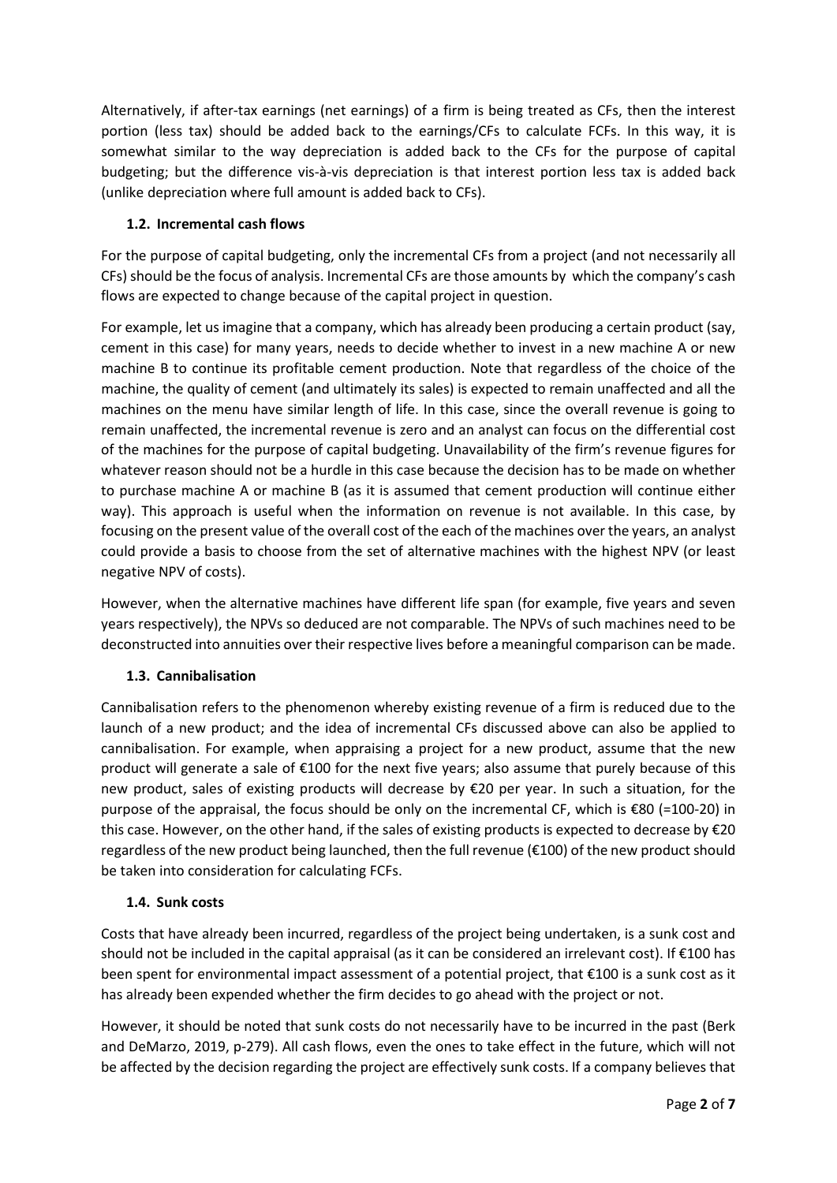Alternatively, if after-tax earnings (net earnings) of a firm is being treated as CFs, then the interest portion (less tax) should be added back to the earnings/CFs to calculate FCFs. In this way, it is somewhat similar to the way depreciation is added back to the CFs for the purpose of capital budgeting; but the difference vis-à-vis depreciation is that interest portion less tax is added back (unlike depreciation where full amount is added back to CFs).

### 1.2. Incremental cash flows

For the purpose of capital budgeting, only the incremental CFs from a project (and not necessarily all CFs) should be the focus of analysis. Incremental CFs are those amounts by which the company's cash flows are expected to change because of the capital project in question.

For example, let us imagine that a company, which has already been producing a certain product (say, cement in this case) for many years, needs to decide whether to invest in a new machine A or new machine B to continue its profitable cement production. Note that regardless of the choice of the machine, the quality of cement (and ultimately its sales) is expected to remain unaffected and all the machines on the menu have similar length of life. In this case, since the overall revenue is going to remain unaffected, the incremental revenue is zero and an analyst can focus on the differential cost of the machines for the purpose of capital budgeting. Unavailability of the firm's revenue figures for whatever reason should not be a hurdle in this case because the decision has to be made on whether to purchase machine A or machine B (as it is assumed that cement production will continue either way). This approach is useful when the information on revenue is not available. In this case, by focusing on the present value of the overall cost of the each of the machines over the years, an analyst could provide a basis to choose from the set of alternative machines with the highest NPV (or least negative NPV of costs).

However, when the alternative machines have different life span (for example, five years and seven years respectively), the NPVs so deduced are not comparable. The NPVs of such machines need to be deconstructed into annuities over their respective lives before a meaningful comparison can be made.

### 1.3. Cannibalisation

Cannibalisation refers to the phenomenon whereby existing revenue of a firm is reduced due to the launch of a new product; and the idea of incremental CFs discussed above can also be applied to cannibalisation. For example, when appraising a project for a new product, assume that the new product will generate a sale of €100 for the next five years; also assume that purely because of this new product, sales of existing products will decrease by €20 per year. In such a situation, for the purpose of the appraisal, the focus should be only on the incremental CF, which is €80 (=100-20) in this case. However, on the other hand, if the sales of existing products is expected to decrease by €20 regardless of the new product being launched, then the full revenue (€100) of the new product should be taken into consideration for calculating FCFs.

### 1.4. Sunk costs

Costs that have already been incurred, regardless of the project being undertaken, is a sunk cost and should not be included in the capital appraisal (as it can be considered an irrelevant cost). If €100 has been spent for environmental impact assessment of a potential project, that €100 is a sunk cost as it has already been expended whether the firm decides to go ahead with the project or not.

However, it should be noted that sunk costs do not necessarily have to be incurred in the past (Berk and DeMarzo, 2019, p-279). All cash flows, even the ones to take effect in the future, which will not be affected by the decision regarding the project are effectively sunk costs. If a company believes that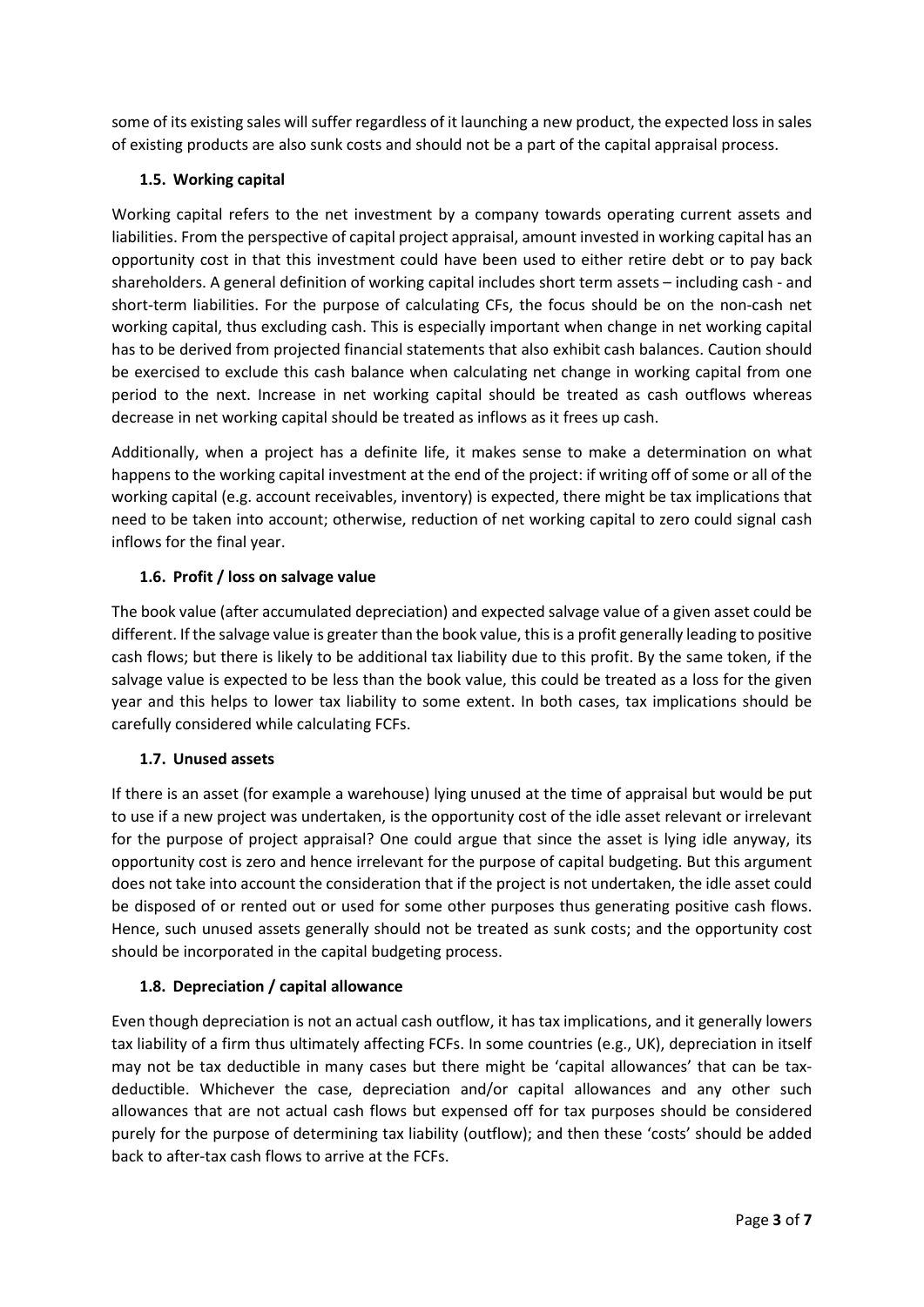some of its existing sales will suffer regardless of it launching a new product, the expected loss in sales of existing products are also sunk costs and should not be a part of the capital appraisal process.

### 1.5. Working capital

Working capital refers to the net investment by a company towards operating current assets and liabilities. From the perspective of capital project appraisal, amount invested in working capital has an opportunity cost in that this investment could have been used to either retire debt or to pay back shareholders. A general definition of working capital includes short term assets – including cash - and short-term liabilities. For the purpose of calculating CFs, the focus should be on the non-cash net working capital, thus excluding cash. This is especially important when change in net working capital has to be derived from projected financial statements that also exhibit cash balances. Caution should be exercised to exclude this cash balance when calculating net change in working capital from one period to the next. Increase in net working capital should be treated as cash outflows whereas decrease in net working capital should be treated as inflows as it frees up cash.

Additionally, when a project has a definite life, it makes sense to make a determination on what happens to the working capital investment at the end of the project: if writing off of some or all of the working capital (e.g. account receivables, inventory) is expected, there might be tax implications that need to be taken into account; otherwise, reduction of net working capital to zero could signal cash inflows for the final year.

### 1.6. Profit / loss on salvage value

The book value (after accumulated depreciation) and expected salvage value of a given asset could be different. If the salvage value is greater than the book value, this is a profit generally leading to positive cash flows; but there is likely to be additional tax liability due to this profit. By the same token, if the salvage value is expected to be less than the book value, this could be treated as a loss for the given year and this helps to lower tax liability to some extent. In both cases, tax implications should be carefully considered while calculating FCFs.

### 1.7. Unused assets

If there is an asset (for example a warehouse) lying unused at the time of appraisal but would be put to use if a new project was undertaken, is the opportunity cost of the idle asset relevant or irrelevant for the purpose of project appraisal? One could argue that since the asset is lying idle anyway, its opportunity cost is zero and hence irrelevant for the purpose of capital budgeting. But this argument does not take into account the consideration that if the project is not undertaken, the idle asset could be disposed of or rented out or used for some other purposes thus generating positive cash flows. Hence, such unused assets generally should not be treated as sunk costs; and the opportunity cost should be incorporated in the capital budgeting process.

### 1.8. Depreciation / capital allowance

Even though depreciation is not an actual cash outflow, it has tax implications, and it generally lowers tax liability of a firm thus ultimately affecting FCFs. In some countries (e.g., UK), depreciation in itself may not be tax deductible in many cases but there might be 'capital allowances' that can be tax-deductible. Whichever the case, depreciation and/or capital allowances and any other such allowances that are not actual cash flows but expensed off for tax purposes should be considered purely for the purpose of determining tax liability (outflow); and then these 'costs' should be added back to after-tax cash flows to arrive at the FCFs.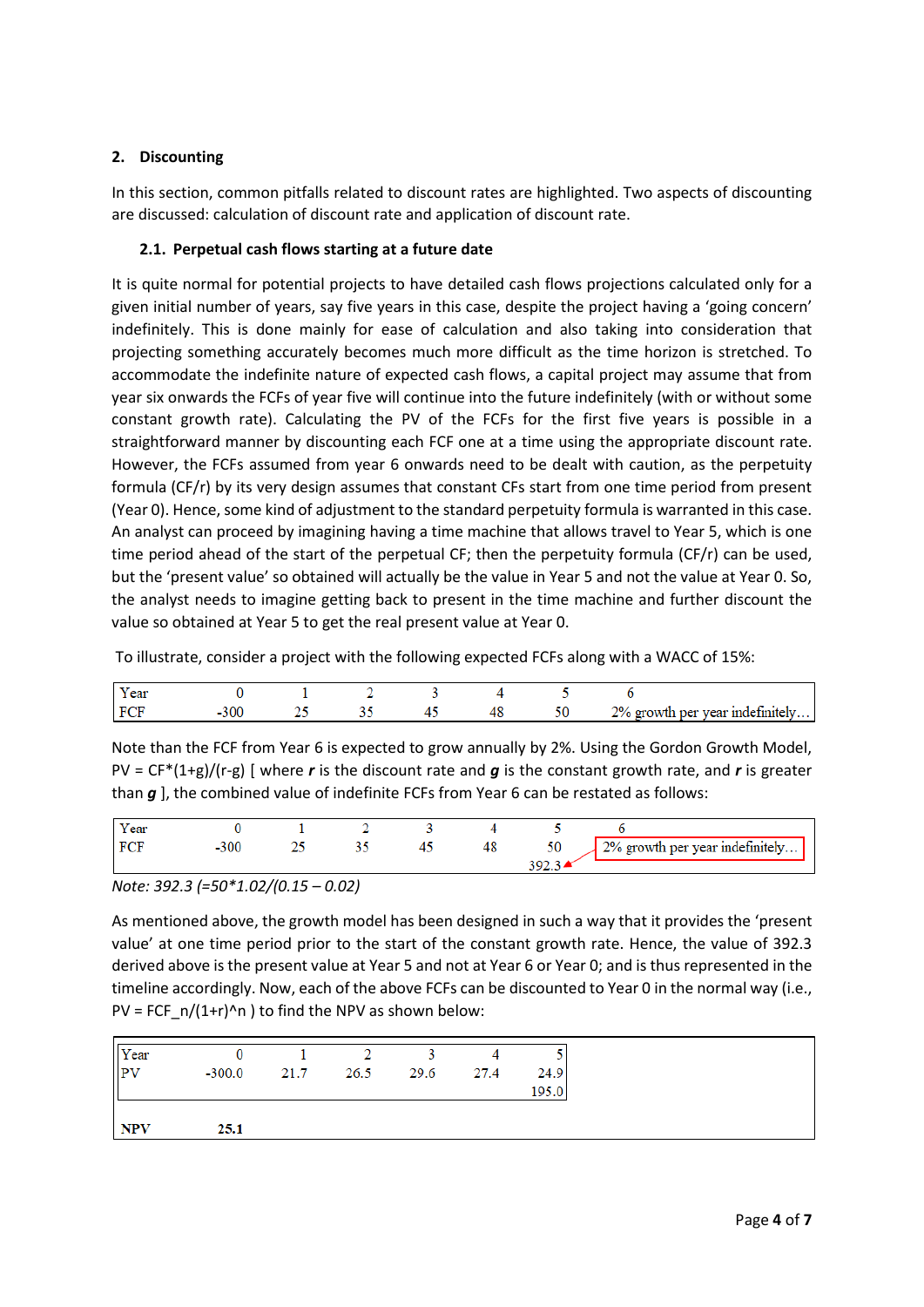## 2. Discounting

In this section, common pitfalls related to discount rates are highlighted. Two aspects of discounting are discussed: calculation of discount rate and application of discount rate.

### 2.1. Perpetual cash flows starting at a future date

It is quite normal for potential projects to have detailed cash flows projections calculated only for a given initial number of years, say five years in this case, despite the project having a 'going concern' indefinitely. This is done mainly for ease of calculation and also taking into consideration that projecting something accurately becomes much more difficult as the time horizon is stretched. To accommodate the indefinite nature of expected cash flows, a capital project may assume that from year six onwards the FCFs of year five will continue into the future indefinitely (with or without some constant growth rate). Calculating the PV of the FCFs for the first five years is possible in a straightforward manner by discounting each FCF one at a time using the appropriate discount rate. However, the FCFs assumed from year 6 onwards need to be dealt with caution, as the perpetuity formula (CF/r) by its very design assumes that constant CFs start from one time period from present (Year 0). Hence, some kind of adjustment to the standard perpetuity formula is warranted in this case. An analyst can proceed by imagining having a time machine that allows travel to Year 5, which is one time period ahead of the start of the perpetual CF; then the perpetuity formula (CF/r) can be used, but the 'present value' so obtained will actually be the value in Year 5 and not the value at Year 0. So, the analyst needs to imagine getting back to present in the time machine and further discount the value so obtained at Year 5 to get the real present value at Year 0.

To illustrate, consider a project with the following expected FCFs along with a WACC of 15%:

| Year | 0 | 1 | 2 | 3 | 4 | 5 | 6 |
|---|---|---|---|---|---|---|---|
| FCF | -300 | 25 | 35 | 45 | 48 | 50 | 2% growth per year indefinitely… |

Note than the FCF from Year 6 is expected to grow annually by 2%. Using the Gordon Growth Model, PV = CF*(1+g)/(r-g) [ where ***r*** is the discount rate and ***g*** is the constant growth rate, and ***r*** is greater than ***g*** ], the combined value of indefinite FCFs from Year 6 can be restated as follows:

| Year | 0 | 1 | 2 | 3 | 4 | 5 | 6 |
|---|---|---|---|---|---|---|---|
| FCF | -300 | 25 | 35 | 45 | 48 | 50 | 2% growth per year indefinitely… |
| | | | | | | 392.3 | |

*Note: 392.3 (=50\*1.02/(0.15 – 0.02)*

As mentioned above, the growth model has been designed in such a way that it provides the 'present value' at one time period prior to the start of the constant growth rate. Hence, the value of 392.3 derived above is the present value at Year 5 and not at Year 6 or Year 0; and is thus represented in the timeline accordingly. Now, each of the above FCFs can be discounted to Year 0 in the normal way (i.e., PV = FCF_n/(1+r)^n ) to find the NPV as shown below:

| Year | 0 | 1 | 2 | 3 | 4 | 5 |
|---|---|---|---|---|---|---|
| PV | -300.0 | 21.7 | 26.5 | 29.6 | 27.4 | 24.9 |
| | | | | | | 195.0 |
| **NPV** | **25.1** | | | | | |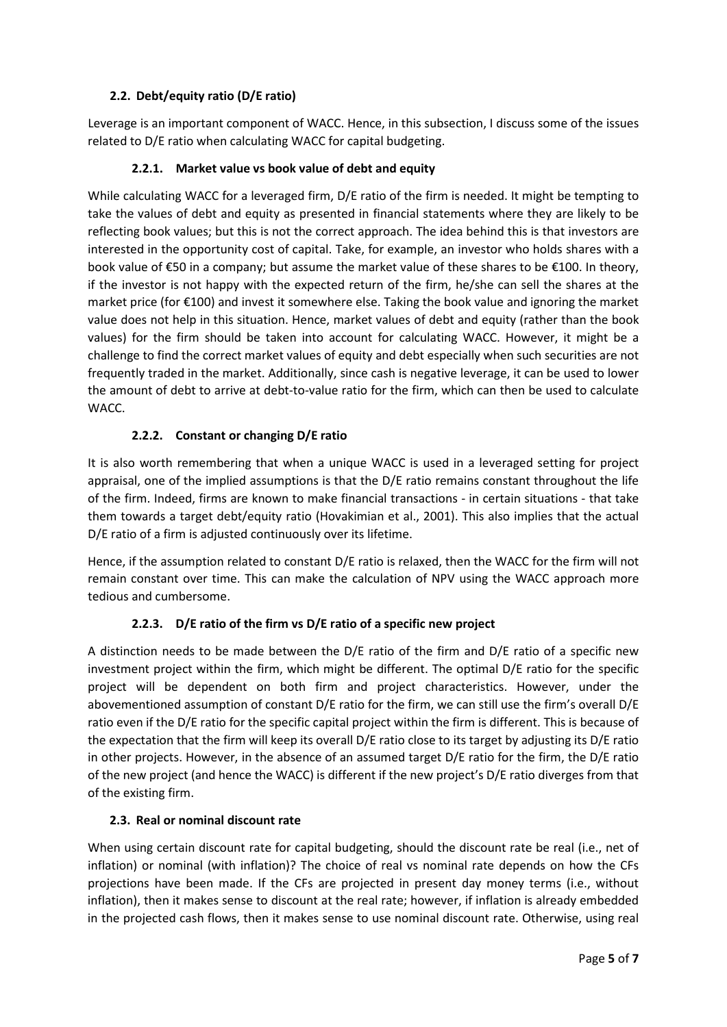## 2.2. Debt/equity ratio (D/E ratio)

Leverage is an important component of WACC. Hence, in this subsection, I discuss some of the issues related to D/E ratio when calculating WACC for capital budgeting.

### 2.2.1. Market value vs book value of debt and equity

While calculating WACC for a leveraged firm, D/E ratio of the firm is needed. It might be tempting to take the values of debt and equity as presented in financial statements where they are likely to be reflecting book values; but this is not the correct approach. The idea behind this is that investors are interested in the opportunity cost of capital. Take, for example, an investor who holds shares with a book value of €50 in a company; but assume the market value of these shares to be €100. In theory, if the investor is not happy with the expected return of the firm, he/she can sell the shares at the market price (for €100) and invest it somewhere else. Taking the book value and ignoring the market value does not help in this situation. Hence, market values of debt and equity (rather than the book values) for the firm should be taken into account for calculating WACC. However, it might be a challenge to find the correct market values of equity and debt especially when such securities are not frequently traded in the market. Additionally, since cash is negative leverage, it can be used to lower the amount of debt to arrive at debt-to-value ratio for the firm, which can then be used to calculate WACC.

### 2.2.2. Constant or changing D/E ratio

It is also worth remembering that when a unique WACC is used in a leveraged setting for project appraisal, one of the implied assumptions is that the D/E ratio remains constant throughout the life of the firm. Indeed, firms are known to make financial transactions - in certain situations - that take them towards a target debt/equity ratio (Hovakimian et al., 2001). This also implies that the actual D/E ratio of a firm is adjusted continuously over its lifetime.

Hence, if the assumption related to constant D/E ratio is relaxed, then the WACC for the firm will not remain constant over time. This can make the calculation of NPV using the WACC approach more tedious and cumbersome.

### 2.2.3. D/E ratio of the firm vs D/E ratio of a specific new project

A distinction needs to be made between the D/E ratio of the firm and D/E ratio of a specific new investment project within the firm, which might be different. The optimal D/E ratio for the specific project will be dependent on both firm and project characteristics. However, under the abovementioned assumption of constant D/E ratio for the firm, we can still use the firm's overall D/E ratio even if the D/E ratio for the specific capital project within the firm is different. This is because of the expectation that the firm will keep its overall D/E ratio close to its target by adjusting its D/E ratio in other projects. However, in the absence of an assumed target D/E ratio for the firm, the D/E ratio of the new project (and hence the WACC) is different if the new project's D/E ratio diverges from that of the existing firm.

## 2.3. Real or nominal discount rate

When using certain discount rate for capital budgeting, should the discount rate be real (i.e., net of inflation) or nominal (with inflation)? The choice of real vs nominal rate depends on how the CFs projections have been made. If the CFs are projected in present day money terms (i.e., without inflation), then it makes sense to discount at the real rate; however, if inflation is already embedded in the projected cash flows, then it makes sense to use nominal discount rate. Otherwise, using real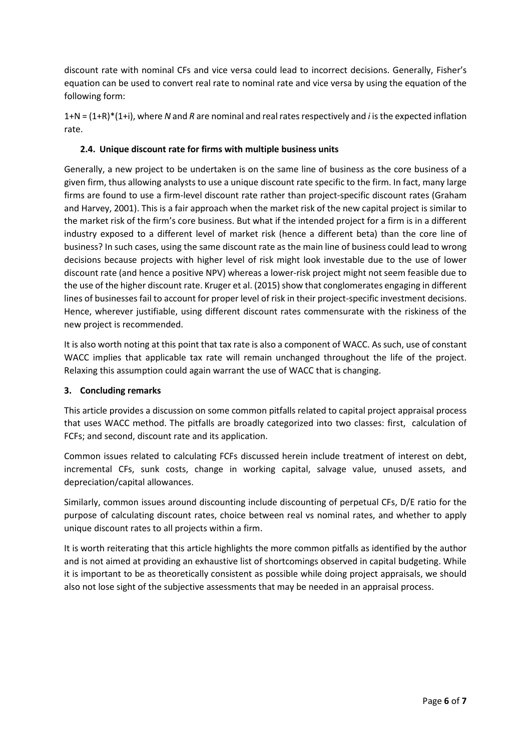discount rate with nominal CFs and vice versa could lead to incorrect decisions. Generally, Fisher's equation can be used to convert real rate to nominal rate and vice versa by using the equation of the following form:

$1+N = (1+R)*(1+i)$, where $N$ and $R$ are nominal and real rates respectively and $i$ is the expected inflation rate.

### 2.4. Unique discount rate for firms with multiple business units

Generally, a new project to be undertaken is on the same line of business as the core business of a given firm, thus allowing analysts to use a unique discount rate specific to the firm. In fact, many large firms are found to use a firm-level discount rate rather than project-specific discount rates (Graham and Harvey, 2001). This is a fair approach when the market risk of the new capital project is similar to the market risk of the firm's core business. But what if the intended project for a firm is in a different industry exposed to a different level of market risk (hence a different beta) than the core line of business? In such cases, using the same discount rate as the main line of business could lead to wrong decisions because projects with higher level of risk might look investable due to the use of lower discount rate (and hence a positive NPV) whereas a lower-risk project might not seem feasible due to the use of the higher discount rate. Kruger et al. (2015) show that conglomerates engaging in different lines of businesses fail to account for proper level of risk in their project-specific investment decisions. Hence, wherever justifiable, using different discount rates commensurate with the riskiness of the new project is recommended.

It is also worth noting at this point that tax rate is also a component of WACC. As such, use of constant WACC implies that applicable tax rate will remain unchanged throughout the life of the project. Relaxing this assumption could again warrant the use of WACC that is changing.

## 3. Concluding remarks

This article provides a discussion on some common pitfalls related to capital project appraisal process that uses WACC method. The pitfalls are broadly categorized into two classes: first, calculation of FCFs; and second, discount rate and its application.

Common issues related to calculating FCFs discussed herein include treatment of interest on debt, incremental CFs, sunk costs, change in working capital, salvage value, unused assets, and depreciation/capital allowances.

Similarly, common issues around discounting include discounting of perpetual CFs, D/E ratio for the purpose of calculating discount rates, choice between real vs nominal rates, and whether to apply unique discount rates to all projects within a firm.

It is worth reiterating that this article highlights the more common pitfalls as identified by the author and is not aimed at providing an exhaustive list of shortcomings observed in capital budgeting. While it is important to be as theoretically consistent as possible while doing project appraisals, we should also not lose sight of the subjective assessments that may be needed in an appraisal process.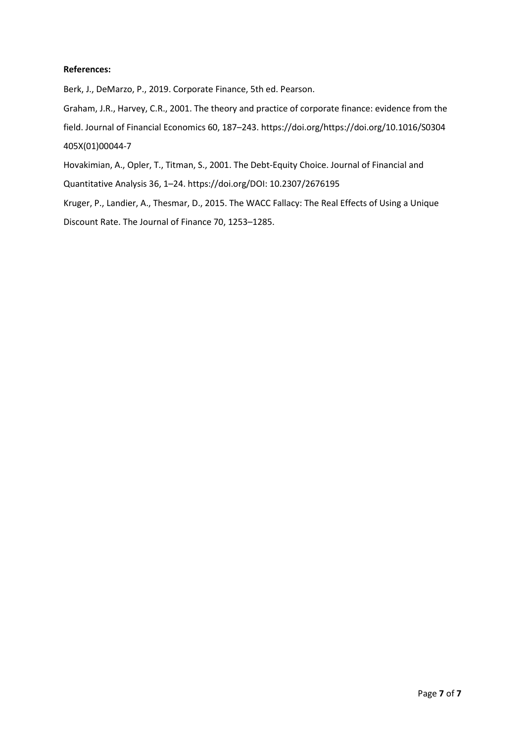**References:**

Berk, J., DeMarzo, P., 2019. Corporate Finance, 5th ed. Pearson.

Graham, J.R., Harvey, C.R., 2001. The theory and practice of corporate finance: evidence from the field. Journal of Financial Economics 60, 187–243. https://doi.org/https://doi.org/10.1016/S0304 405X(01)00044-7

Hovakimian, A., Opler, T., Titman, S., 2001. The Debt-Equity Choice. Journal of Financial and Quantitative Analysis 36, 1–24. https://doi.org/DOI: 10.2307/2676195

Kruger, P., Landier, A., Thesmar, D., 2015. The WACC Fallacy: The Real Effects of Using a Unique Discount Rate. The Journal of Finance 70, 1253–1285.